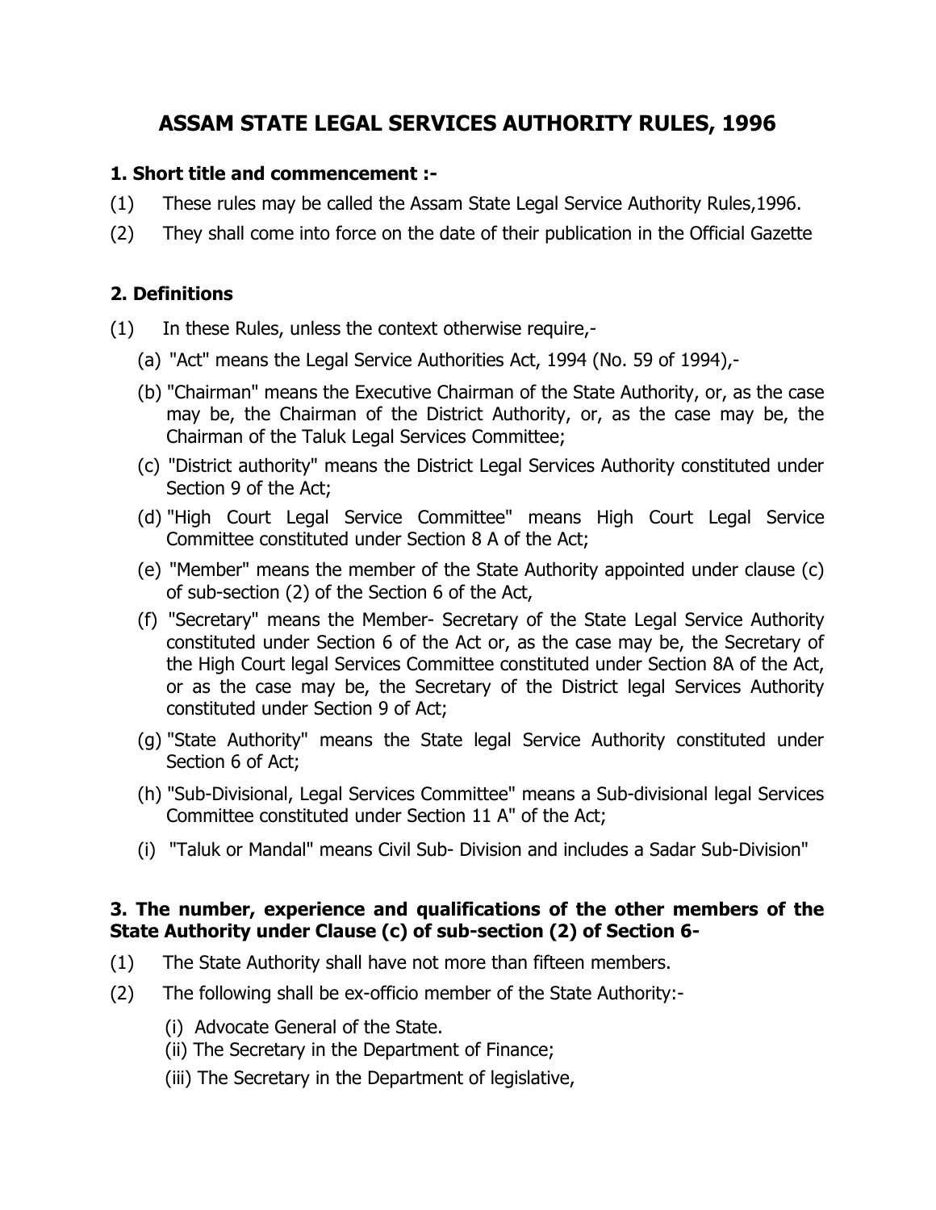# ASSAM STATE LEGAL SERVICES AUTHORITY RULES, 1996

### 1. Short title and commencement :-

(1) These rules may be called the Assam State Legal Service Authority Rules,1996.

(2) They shall come into force on the date of their publication in the Official Gazette

### 2. Definitions

(1) In these Rules, unless the context otherwise require,-

(a) "Act" means the Legal Service Authorities Act, 1994 (No. 59 of 1994),-

(b) "Chairman" means the Executive Chairman of the State Authority, or, as the case may be, the Chairman of the District Authority, or, as the case may be, the Chairman of the Taluk Legal Services Committee;

(c) "District authority" means the District Legal Services Authority constituted under Section 9 of the Act;

(d) "High Court Legal Service Committee" means High Court Legal Service Committee constituted under Section 8 A of the Act;

(e) "Member" means the member of the State Authority appointed under clause (c) of sub-section (2) of the Section 6 of the Act,

(f) "Secretary" means the Member- Secretary of the State Legal Service Authority constituted under Section 6 of the Act or, as the case may be, the Secretary of the High Court legal Services Committee constituted under Section 8A of the Act, or as the case may be, the Secretary of the District legal Services Authority constituted under Section 9 of Act;

(g) "State Authority" means the State legal Service Authority constituted under Section 6 of Act;

(h) "Sub-Divisional, Legal Services Committee" means a Sub-divisional legal Services Committee constituted under Section 11 A" of the Act;

(i) "Taluk or Mandal" means Civil Sub- Division and includes a Sadar Sub-Division"

### 3. The number, experience and qualifications of the other members of the State Authority under Clause (c) of sub-section (2) of Section 6-

(1) The State Authority shall have not more than fifteen members.

(2) The following shall be ex-officio member of the State Authority:-

(i) Advocate General of the State.

(ii) The Secretary in the Department of Finance;

(iii) The Secretary in the Department of legislative,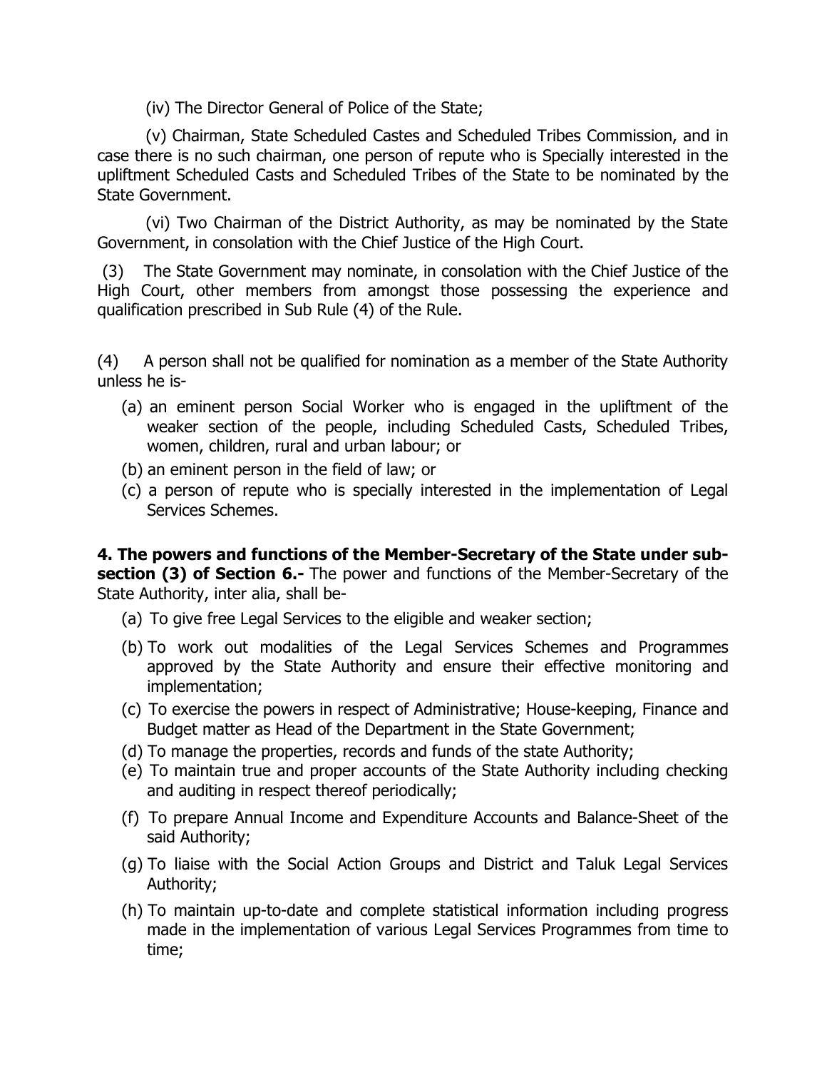(iv) The Director General of Police of the State;

(v) Chairman, State Scheduled Castes and Scheduled Tribes Commission, and in case there is no such chairman, one person of repute who is Specially interested in the upliftment Scheduled Casts and Scheduled Tribes of the State to be nominated by the State Government.

(vi) Two Chairman of the District Authority, as may be nominated by the State Government, in consolation with the Chief Justice of the High Court.

(3) The State Government may nominate, in consolation with the Chief Justice of the High Court, other members from amongst those possessing the experience and qualification prescribed in Sub Rule (4) of the Rule.

(4) A person shall not be qualified for nomination as a member of the State Authority unless he is-

(a) an eminent person Social Worker who is engaged in the upliftment of the weaker section of the people, including Scheduled Casts, Scheduled Tribes, women, children, rural and urban labour; or

(b) an eminent person in the field of law; or

(c) a person of repute who is specially interested in the implementation of Legal Services Schemes.

**4. The powers and functions of the Member-Secretary of the State under sub-section (3) of Section 6.-** The power and functions of the Member-Secretary of the State Authority, inter alia, shall be-

(a) To give free Legal Services to the eligible and weaker section;

(b) To work out modalities of the Legal Services Schemes and Programmes approved by the State Authority and ensure their effective monitoring and implementation;

(c) To exercise the powers in respect of Administrative; House-keeping, Finance and Budget matter as Head of the Department in the State Government;

(d) To manage the properties, records and funds of the state Authority;

(e) To maintain true and proper accounts of the State Authority including checking and auditing in respect thereof periodically;

(f) To prepare Annual Income and Expenditure Accounts and Balance-Sheet of the said Authority;

(g) To liaise with the Social Action Groups and District and Taluk Legal Services Authority;

(h) To maintain up-to-date and complete statistical information including progress made in the implementation of various Legal Services Programmes from time to time;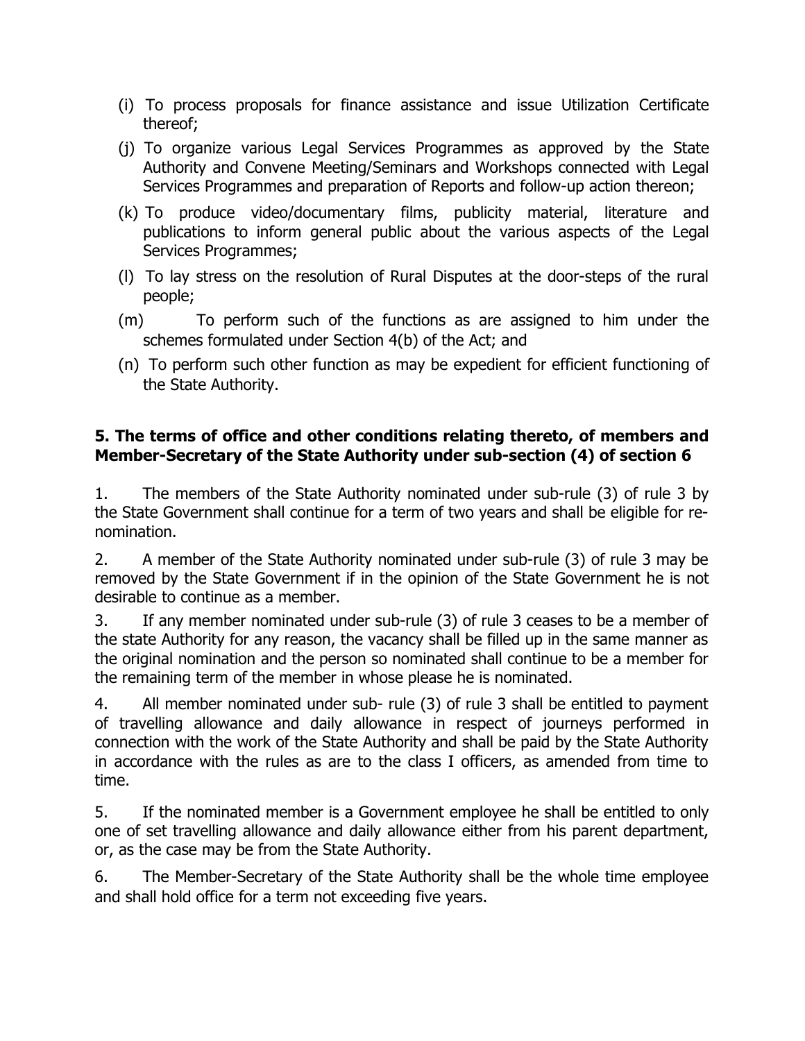(i) To process proposals for finance assistance and issue Utilization Certificate thereof;

(j) To organize various Legal Services Programmes as approved by the State Authority and Convene Meeting/Seminars and Workshops connected with Legal Services Programmes and preparation of Reports and follow-up action thereon;

(k) To produce video/documentary films, publicity material, literature and publications to inform general public about the various aspects of the Legal Services Programmes;

(l) To lay stress on the resolution of Rural Disputes at the door-steps of the rural people;

(m) To perform such of the functions as are assigned to him under the schemes formulated under Section 4(b) of the Act; and

(n) To perform such other function as may be expedient for efficient functioning of the State Authority.

**5. The terms of office and other conditions relating thereto, of members and Member-Secretary of the State Authority under sub-section (4) of section 6**

1. The members of the State Authority nominated under sub-rule (3) of rule 3 by the State Government shall continue for a term of two years and shall be eligible for re-nomination.

2. A member of the State Authority nominated under sub-rule (3) of rule 3 may be removed by the State Government if in the opinion of the State Government he is not desirable to continue as a member.

3. If any member nominated under sub-rule (3) of rule 3 ceases to be a member of the state Authority for any reason, the vacancy shall be filled up in the same manner as the original nomination and the person so nominated shall continue to be a member for the remaining term of the member in whose please he is nominated.

4. All member nominated under sub- rule (3) of rule 3 shall be entitled to payment of travelling allowance and daily allowance in respect of journeys performed in connection with the work of the State Authority and shall be paid by the State Authority in accordance with the rules as are to the class I officers, as amended from time to time.

5. If the nominated member is a Government employee he shall be entitled to only one of set travelling allowance and daily allowance either from his parent department, or, as the case may be from the State Authority.

6. The Member-Secretary of the State Authority shall be the whole time employee and shall hold office for a term not exceeding five years.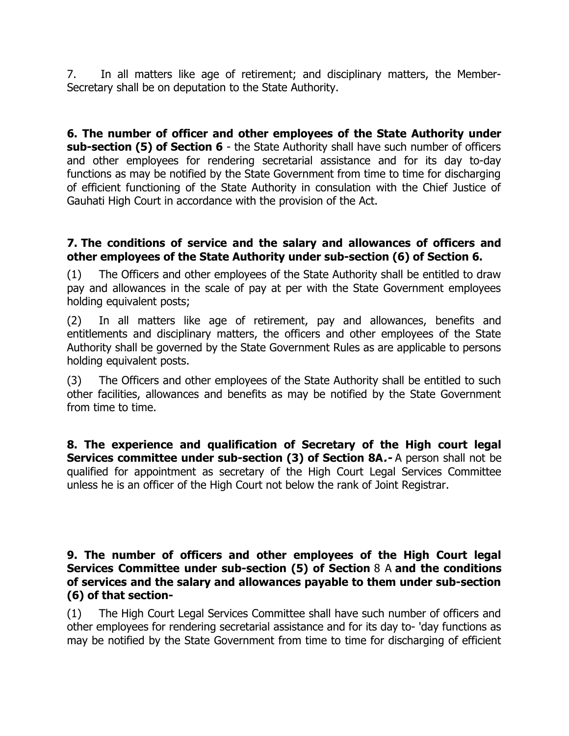7. In all matters like age of retirement; and disciplinary matters, the Member-Secretary shall be on deputation to the State Authority.

**6. The number of officer and other employees of the State Authority under sub-section (5) of Section 6** - the State Authority shall have such number of officers and other employees for rendering secretarial assistance and for its day to-day functions as may be notified by the State Government from time to time for discharging of efficient functioning of the State Authority in consulation with the Chief Justice of Gauhati High Court in accordance with the provision of the Act.

**7. The conditions of service and the salary and allowances of officers and other employees of the State Authority under sub-section (6) of Section 6.**

(1) The Officers and other employees of the State Authority shall be entitled to draw pay and allowances in the scale of pay at per with the State Government employees holding equivalent posts;

(2) In all matters like age of retirement, pay and allowances, benefits and entitlements and disciplinary matters, the officers and other employees of the State Authority shall be governed by the State Government Rules as are applicable to persons holding equivalent posts.

(3) The Officers and other employees of the State Authority shall be entitled to such other facilities, allowances and benefits as may be notified by the State Government from time to time.

**8. The experience and qualification of Secretary of the High court legal Services committee under sub-section (3) of Section 8A.-** A person shall not be qualified for appointment as secretary of the High Court Legal Services Committee unless he is an officer of the High Court not below the rank of Joint Registrar.

**9. The number of officers and other employees of the High Court legal Services Committee under sub-section (5) of Section** 8 A **and the conditions of services and the salary and allowances payable to them under sub-section (6) of that section-**

(1) The High Court Legal Services Committee shall have such number of officers and other employees for rendering secretarial assistance and for its day to- 'day functions as may be notified by the State Government from time to time for discharging of efficient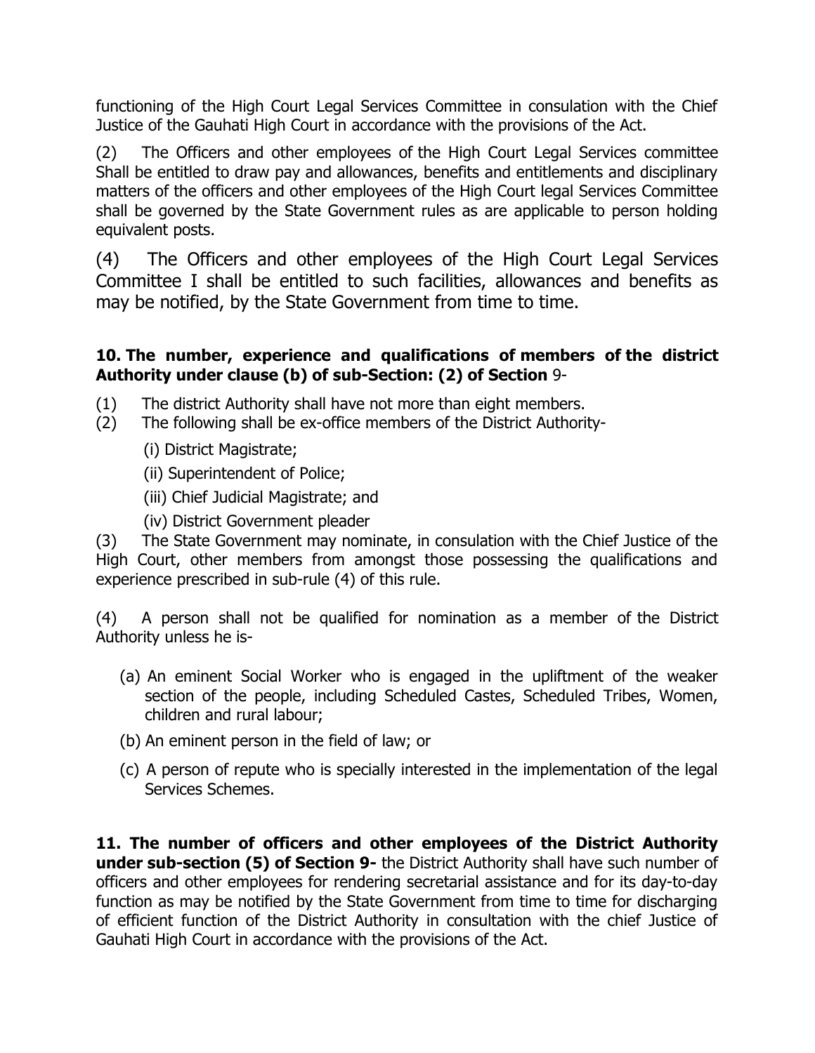functioning of the High Court Legal Services Committee in consulation with the Chief Justice of the Gauhati High Court in accordance with the provisions of the Act.

(2) The Officers and other employees of the High Court Legal Services committee Shall be entitled to draw pay and allowances, benefits and entitlements and disciplinary matters of the officers and other employees of the High Court legal Services Committee shall be governed by the State Government rules as are applicable to person holding equivalent posts.

(4) The Officers and other employees of the High Court Legal Services Committee I shall be entitled to such facilities, allowances and benefits as may be notified, by the State Government from time to time.

**10. The number, experience and qualifications of members of the district Authority under clause (b) of sub-Section: (2) of Section** 9-

(1) The district Authority shall have not more than eight members.

(2) The following shall be ex-office members of the District Authority-

(i) District Magistrate;

(ii) Superintendent of Police;

(iii) Chief Judicial Magistrate; and

(iv) District Government pleader

(3) The State Government may nominate, in consulation with the Chief Justice of the High Court, other members from amongst those possessing the qualifications and experience prescribed in sub-rule (4) of this rule.

(4) A person shall not be qualified for nomination as a member of the District Authority unless he is-

(a) An eminent Social Worker who is engaged in the upliftment of the weaker section of the people, including Scheduled Castes, Scheduled Tribes, Women, children and rural labour;

(b) An eminent person in the field of law; or

(c) A person of repute who is specially interested in the implementation of the legal Services Schemes.

**11. The number of officers and other employees of the District Authority under sub-section (5) of Section 9-** the District Authority shall have such number of officers and other employees for rendering secretarial assistance and for its day-to-day function as may be notified by the State Government from time to time for discharging of efficient function of the District Authority in consultation with the chief Justice of Gauhati High Court in accordance with the provisions of the Act.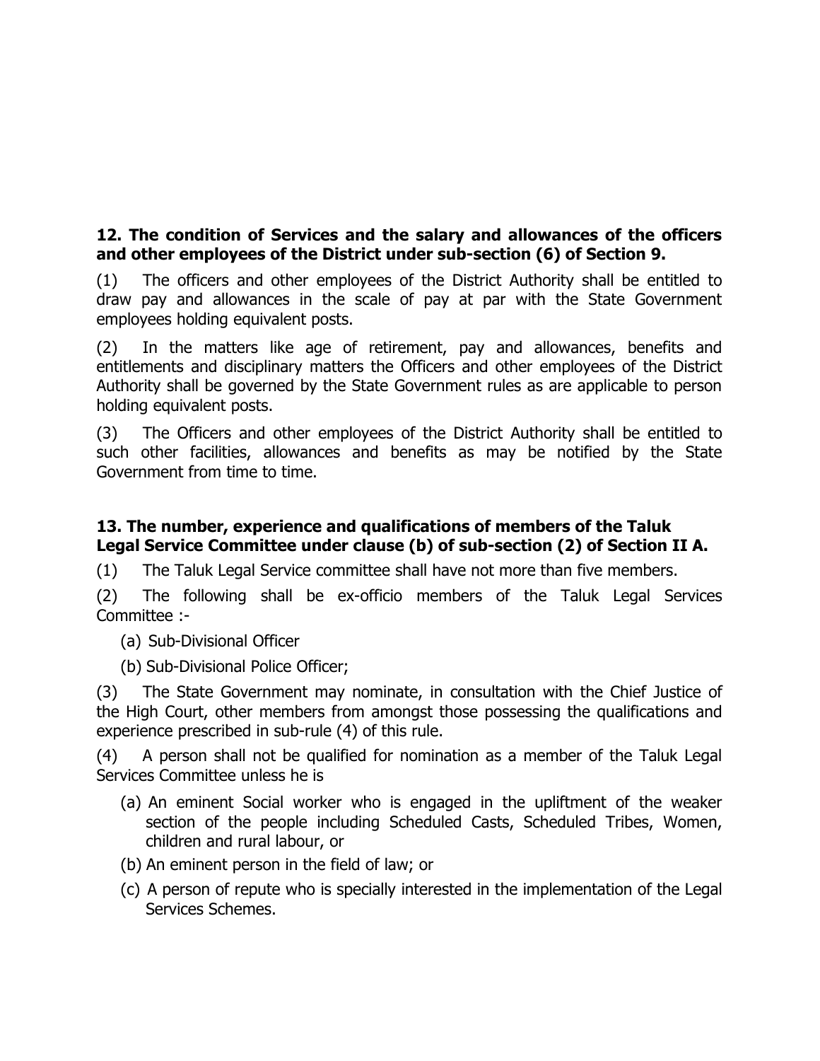**12. The condition of Services and the salary and allowances of the officers and other employees of the District under sub-section (6) of Section 9.**

(1) The officers and other employees of the District Authority shall be entitled to draw pay and allowances in the scale of pay at par with the State Government employees holding equivalent posts.

(2) In the matters like age of retirement, pay and allowances, benefits and entitlements and disciplinary matters the Officers and other employees of the District Authority shall be governed by the State Government rules as are applicable to person holding equivalent posts.

(3) The Officers and other employees of the District Authority shall be entitled to such other facilities, allowances and benefits as may be notified by the State Government from time to time.

**13. The number, experience and qualifications of members of the Taluk Legal Service Committee under clause (b) of sub-section (2) of Section II A.**

(1) The Taluk Legal Service committee shall have not more than five members.

(2) The following shall be ex-officio members of the Taluk Legal Services Committee :-

(a) Sub-Divisional Officer

(b) Sub-Divisional Police Officer;

(3) The State Government may nominate, in consultation with the Chief Justice of the High Court, other members from amongst those possessing the qualifications and experience prescribed in sub-rule (4) of this rule.

(4) A person shall not be qualified for nomination as a member of the Taluk Legal Services Committee unless he is

(a) An eminent Social worker who is engaged in the upliftment of the weaker section of the people including Scheduled Casts, Scheduled Tribes, Women, children and rural labour, or

(b) An eminent person in the field of law; or

(c) A person of repute who is specially interested in the implementation of the Legal Services Schemes.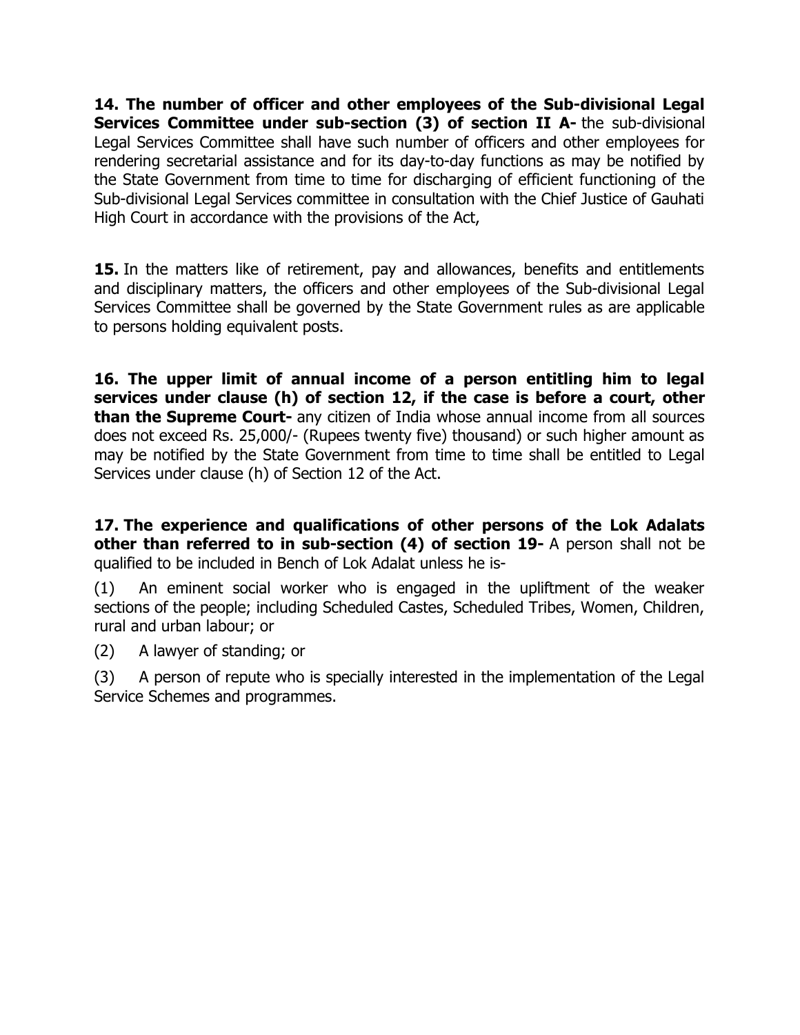**14. The number of officer and other employees of the Sub-divisional Legal Services Committee under sub-section (3) of section II A-** the sub-divisional Legal Services Committee shall have such number of officers and other employees for rendering secretarial assistance and for its day-to-day functions as may be notified by the State Government from time to time for discharging of efficient functioning of the Sub-divisional Legal Services committee in consultation with the Chief Justice of Gauhati High Court in accordance with the provisions of the Act,

**15.** In the matters like of retirement, pay and allowances, benefits and entitlements and disciplinary matters, the officers and other employees of the Sub-divisional Legal Services Committee shall be governed by the State Government rules as are applicable to persons holding equivalent posts.

**16. The upper limit of annual income of a person entitling him to legal services under clause (h) of section 12, if the case is before a court, other than the Supreme Court-** any citizen of India whose annual income from all sources does not exceed Rs. 25,000/- (Rupees twenty five) thousand) or such higher amount as may be notified by the State Government from time to time shall be entitled to Legal Services under clause (h) of Section 12 of the Act.

**17. The experience and qualifications of other persons of the Lok Adalats other than referred to in sub-section (4) of section 19-** A person shall not be qualified to be included in Bench of Lok Adalat unless he is-

(1) An eminent social worker who is engaged in the upliftment of the weaker sections of the people; including Scheduled Castes, Scheduled Tribes, Women, Children, rural and urban labour; or

(2) A lawyer of standing; or

(3) A person of repute who is specially interested in the implementation of the Legal Service Schemes and programmes.